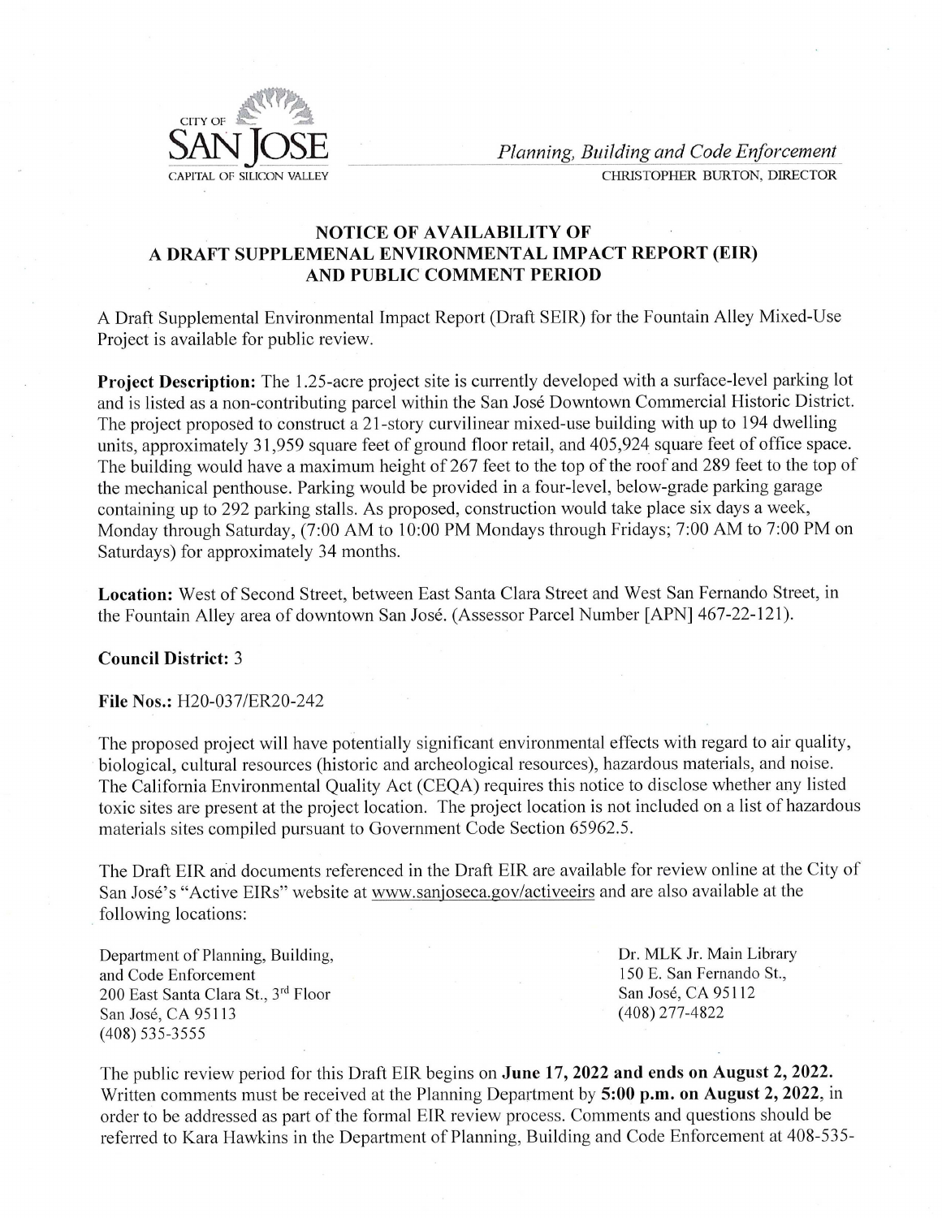CITY OF
SAN JOSE
CAPITAL OF SILICON VALLEY

*Planning, Building and Code Enforcement*
CHRISTOPHER BURTON, DIRECTOR

# NOTICE OF AVAILABILITY OF A DRAFT SUPPLEMENTAL ENVIRONMENTAL IMPACT REPORT (EIR) AND PUBLIC COMMENT PERIOD

A Draft Supplemental Environmental Impact Report (Draft SEIR) for the Fountain Alley Mixed-Use Project is available for public review.

**Project Description:** The 1.25-acre project site is currently developed with a surface-level parking lot and is listed as a non-contributing parcel within the San José Downtown Commercial Historic District. The project proposed to construct a 21-story curvilinear mixed-use building with up to 194 dwelling units, approximately 31,959 square feet of ground floor retail, and 405,924 square feet of office space. The building would have a maximum height of 267 feet to the top of the roof and 289 feet to the top of the mechanical penthouse. Parking would be provided in a four-level, below-grade parking garage containing up to 292 parking stalls. As proposed, construction would take place six days a week, Monday through Saturday, (7:00 AM to 10:00 PM Mondays through Fridays; 7:00 AM to 7:00 PM on Saturdays) for approximately 34 months.

**Location:** West of Second Street, between East Santa Clara Street and West San Fernando Street, in the Fountain Alley area of downtown San José. (Assessor Parcel Number [APN] 467-22-121).

**Council District:** 3

**File Nos.:** H20-037/ER20-242

The proposed project will have potentially significant environmental effects with regard to air quality, biological, cultural resources (historic and archeological resources), hazardous materials, and noise. The California Environmental Quality Act (CEQA) requires this notice to disclose whether any listed toxic sites are present at the project location. The project location is not included on a list of hazardous materials sites compiled pursuant to Government Code Section 65962.5.

The Draft EIR and documents referenced in the Draft EIR are available for review online at the City of San José's "Active EIRs" website at www.sanjoseca.gov/activeeirs and are also available at the following locations:

Department of Planning, Building,
and Code Enforcement
200 East Santa Clara St., 3rd Floor
San José, CA 95113
(408) 535-3555

Dr. MLK Jr. Main Library
150 E. San Fernando St.,
San José, CA 95112
(408) 277-4822

The public review period for this Draft EIR begins on **June 17, 2022 and ends on August 2, 2022.** Written comments must be received at the Planning Department by **5:00 p.m. on August 2, 2022**, in order to be addressed as part of the formal EIR review process. Comments and questions should be referred to Kara Hawkins in the Department of Planning, Building and Code Enforcement at 408-535-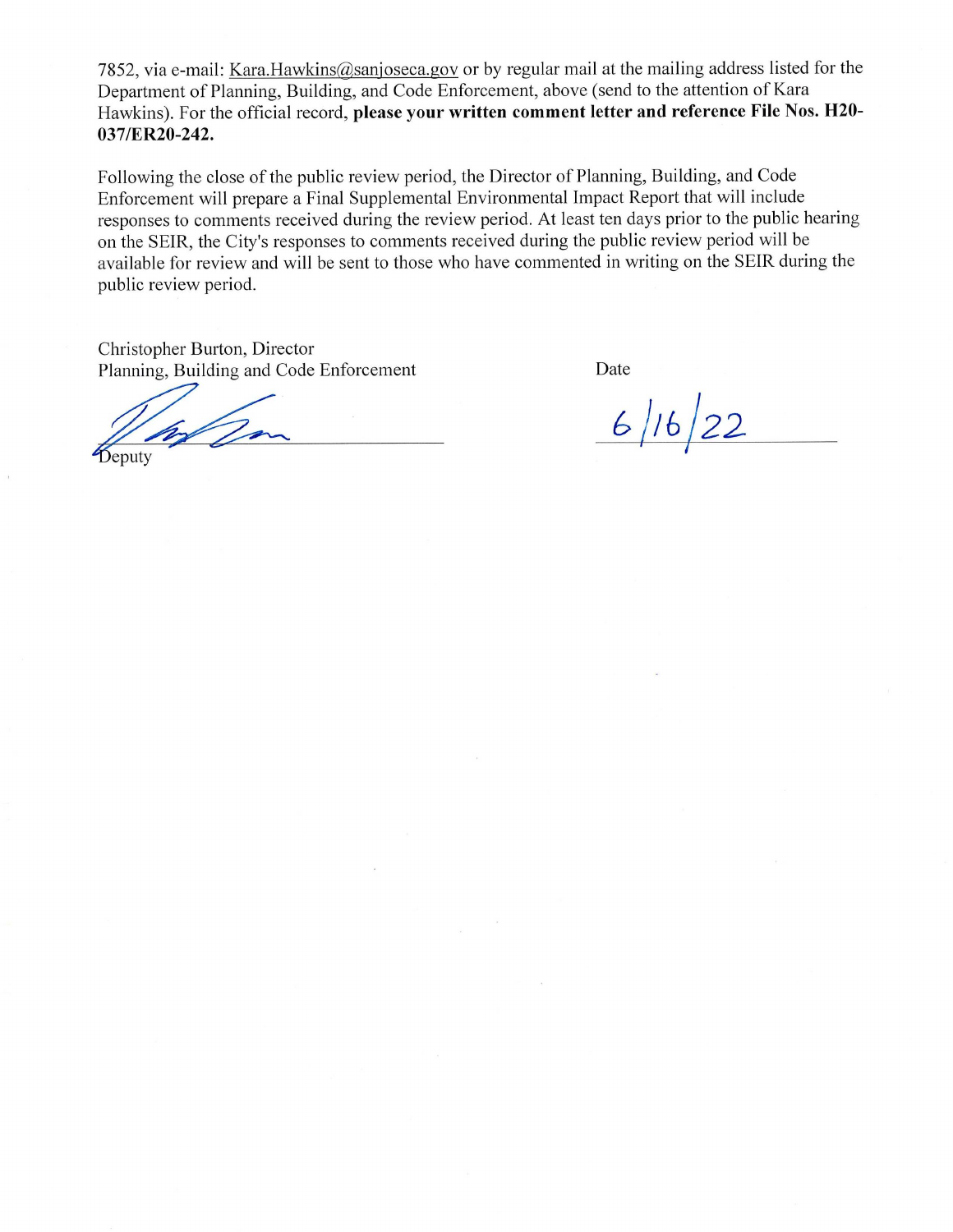7852, via e-mail: Kara.Hawkins@sanjoseca.gov or by regular mail at the mailing address listed for the Department of Planning, Building, and Code Enforcement, above (send to the attention of Kara Hawkins). For the official record, **please your written comment letter and reference File Nos. H20-037/ER20-242.**

Following the close of the public review period, the Director of Planning, Building, and Code Enforcement will prepare a Final Supplemental Environmental Impact Report that will include responses to comments received during the review period. At least ten days prior to the public hearing on the SEIR, the City's responses to comments received during the public review period will be available for review and will be sent to those who have commented in writing on the SEIR during the public review period.

Christopher Burton, Director
Planning, Building and Code Enforcement

Deputy

Date

6/16/22